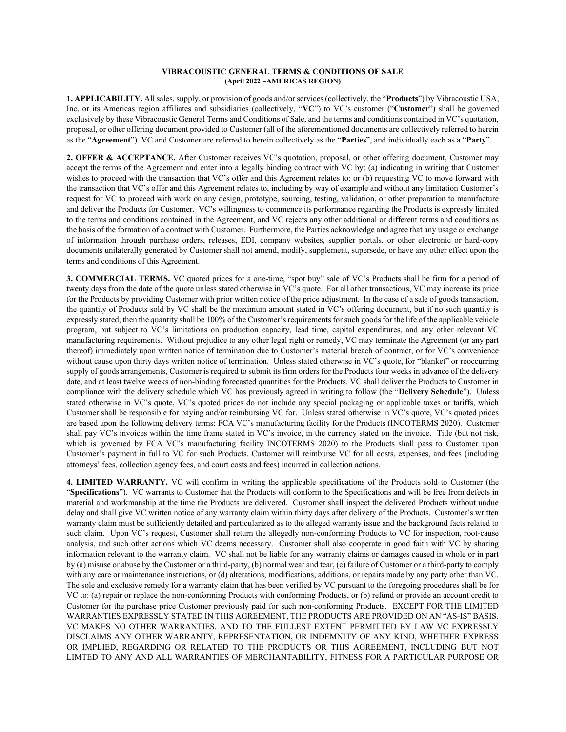**VIBRACOUSTIC GENERAL TERMS & CONDITIONS OF SALE**
**(April 2022 –AMERICAS REGION)**

**1. APPLICABILITY.** All sales, supply, or provision of goods and/or services (collectively, the "**Products**") by Vibracoustic USA, Inc. or its Americas region affiliates and subsidiaries (collectively, "**VC**") to VC's customer ("**Customer**") shall be governed exclusively by these Vibracoustic General Terms and Conditions of Sale, and the terms and conditions contained in VC's quotation, proposal, or other offering document provided to Customer (all of the aforementioned documents are collectively referred to herein as the "**Agreement**"). VC and Customer are referred to herein collectively as the "**Parties**", and individually each as a "**Party**".

**2. OFFER & ACCEPTANCE.** After Customer receives VC's quotation, proposal, or other offering document, Customer may accept the terms of the Agreement and enter into a legally binding contract with VC by: (a) indicating in writing that Customer wishes to proceed with the transaction that VC's offer and this Agreement relates to; or (b) requesting VC to move forward with the transaction that VC's offer and this Agreement relates to, including by way of example and without any limitation Customer's request for VC to proceed with work on any design, prototype, sourcing, testing, validation, or other preparation to manufacture and deliver the Products for Customer. VC's willingness to commence its performance regarding the Products is expressly limited to the terms and conditions contained in the Agreement, and VC rejects any other additional or different terms and conditions as the basis of the formation of a contract with Customer. Furthermore, the Parties acknowledge and agree that any usage or exchange of information through purchase orders, releases, EDI, company websites, supplier portals, or other electronic or hard-copy documents unilaterally generated by Customer shall not amend, modify, supplement, supersede, or have any other effect upon the terms and conditions of this Agreement.

**3. COMMERCIAL TERMS.** VC quoted prices for a one-time, "spot buy" sale of VC's Products shall be firm for a period of twenty days from the date of the quote unless stated otherwise in VC's quote. For all other transactions, VC may increase its price for the Products by providing Customer with prior written notice of the price adjustment. In the case of a sale of goods transaction, the quantity of Products sold by VC shall be the maximum amount stated in VC's offering document, but if no such quantity is expressly stated, then the quantity shall be 100% of the Customer's requirements for such goods for the life of the applicable vehicle program, but subject to VC's limitations on production capacity, lead time, capital expenditures, and any other relevant VC manufacturing requirements. Without prejudice to any other legal right or remedy, VC may terminate the Agreement (or any part thereof) immediately upon written notice of termination due to Customer's material breach of contract, or for VC's convenience without cause upon thirty days written notice of termination. Unless stated otherwise in VC's quote, for "blanket" or reoccurring supply of goods arrangements, Customer is required to submit its firm orders for the Products four weeks in advance of the delivery date, and at least twelve weeks of non-binding forecasted quantities for the Products. VC shall deliver the Products to Customer in compliance with the delivery schedule which VC has previously agreed in writing to follow (the "**Delivery Schedule**"). Unless stated otherwise in VC's quote, VC's quoted prices do not include any special packaging or applicable taxes or tariffs, which Customer shall be responsible for paying and/or reimbursing VC for. Unless stated otherwise in VC's quote, VC's quoted prices are based upon the following delivery terms: FCA VC's manufacturing facility for the Products (INCOTERMS 2020). Customer shall pay VC's invoices within the time frame stated in VC's invoice, in the currency stated on the invoice. Title (but not risk, which is governed by FCA VC's manufacturing facility INCOTERMS 2020) to the Products shall pass to Customer upon Customer's payment in full to VC for such Products. Customer will reimburse VC for all costs, expenses, and fees (including attorneys' fees, collection agency fees, and court costs and fees) incurred in collection actions.

**4. LIMITED WARRANTY.** VC will confirm in writing the applicable specifications of the Products sold to Customer (the "**Specifications**"). VC warrants to Customer that the Products will conform to the Specifications and will be free from defects in material and workmanship at the time the Products are delivered. Customer shall inspect the delivered Products without undue delay and shall give VC written notice of any warranty claim within thirty days after delivery of the Products. Customer's written warranty claim must be sufficiently detailed and particularized as to the alleged warranty issue and the background facts related to such claim. Upon VC's request, Customer shall return the allegedly non-conforming Products to VC for inspection, root-cause analysis, and such other actions which VC deems necessary. Customer shall also cooperate in good faith with VC by sharing information relevant to the warranty claim. VC shall not be liable for any warranty claims or damages caused in whole or in part by (a) misuse or abuse by the Customer or a third-party, (b) normal wear and tear, (c) failure of Customer or a third-party to comply with any care or maintenance instructions, or (d) alterations, modifications, additions, or repairs made by any party other than VC. The sole and exclusive remedy for a warranty claim that has been verified by VC pursuant to the foregoing procedures shall be for VC to: (a) repair or replace the non-conforming Products with conforming Products, or (b) refund or provide an account credit to Customer for the purchase price Customer previously paid for such non-conforming Products. EXCEPT FOR THE LIMITED WARRANTIES EXPRESSLY STATED IN THIS AGREEMENT, THE PRODUCTS ARE PROVIDED ON AN "AS-IS" BASIS. VC MAKES NO OTHER WARRANTIES, AND TO THE FULLEST EXTENT PERMITTED BY LAW VC EXPRESSLY DISCLAIMS ANY OTHER WARRANTY, REPRESENTATION, OR INDEMNITY OF ANY KIND, WHETHER EXPRESS OR IMPLIED, REGARDING OR RELATED TO THE PRODUCTS OR THIS AGREEMENT, INCLUDING BUT NOT LIMTED TO ANY AND ALL WARRANTIES OF MERCHANTABILITY, FITNESS FOR A PARTICULAR PURPOSE OR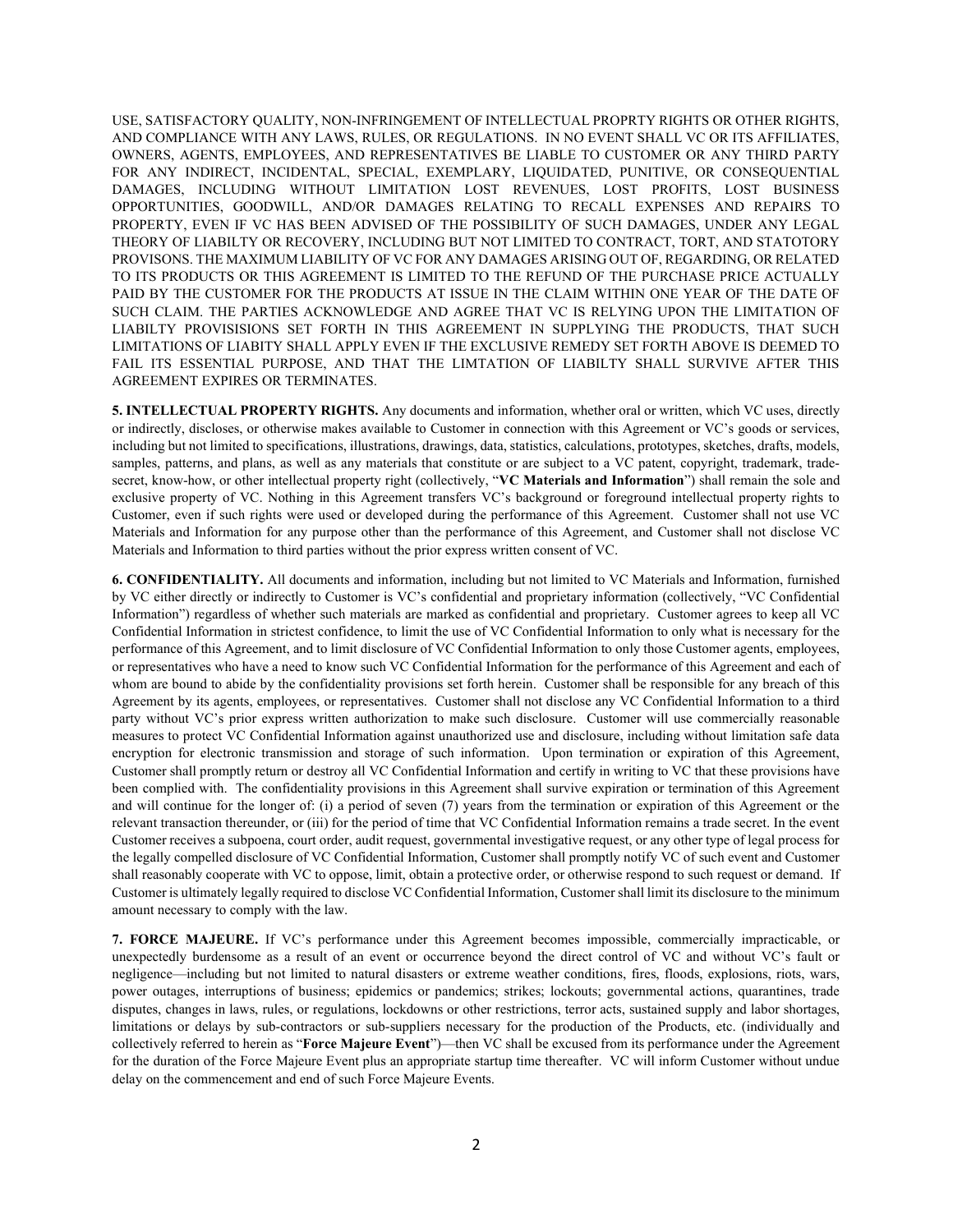USE, SATISFACTORY QUALITY, NON-INFRINGEMENT OF INTELLECTUAL PROPRTY RIGHTS OR OTHER RIGHTS, AND COMPLIANCE WITH ANY LAWS, RULES, OR REGULATIONS. IN NO EVENT SHALL VC OR ITS AFFILIATES, OWNERS, AGENTS, EMPLOYEES, AND REPRESENTATIVES BE LIABLE TO CUSTOMER OR ANY THIRD PARTY FOR ANY INDIRECT, INCIDENTAL, SPECIAL, EXEMPLARY, LIQUIDATED, PUNITIVE, OR CONSEQUENTIAL DAMAGES, INCLUDING WITHOUT LIMITATION LOST REVENUES, LOST PROFITS, LOST BUSINESS OPPORTUNITIES, GOODWILL, AND/OR DAMAGES RELATING TO RECALL EXPENSES AND REPAIRS TO PROPERTY, EVEN IF VC HAS BEEN ADVISED OF THE POSSIBILITY OF SUCH DAMAGES, UNDER ANY LEGAL THEORY OF LIABILTY OR RECOVERY, INCLUDING BUT NOT LIMITED TO CONTRACT, TORT, AND STATOTORY PROVISONS. THE MAXIMUM LIABILITY OF VC FOR ANY DAMAGES ARISING OUT OF, REGARDING, OR RELATED TO ITS PRODUCTS OR THIS AGREEMENT IS LIMITED TO THE REFUND OF THE PURCHASE PRICE ACTUALLY PAID BY THE CUSTOMER FOR THE PRODUCTS AT ISSUE IN THE CLAIM WITHIN ONE YEAR OF THE DATE OF SUCH CLAIM. THE PARTIES ACKNOWLEDGE AND AGREE THAT VC IS RELYING UPON THE LIMITATION OF LIABILTY PROVISISIONS SET FORTH IN THIS AGREEMENT IN SUPPLYING THE PRODUCTS, THAT SUCH LIMITATIONS OF LIABITY SHALL APPLY EVEN IF THE EXCLUSIVE REMEDY SET FORTH ABOVE IS DEEMED TO FAIL ITS ESSENTIAL PURPOSE, AND THAT THE LIMTATION OF LIABILTY SHALL SURVIVE AFTER THIS AGREEMENT EXPIRES OR TERMINATES.

**5. INTELLECTUAL PROPERTY RIGHTS.** Any documents and information, whether oral or written, which VC uses, directly or indirectly, discloses, or otherwise makes available to Customer in connection with this Agreement or VC's goods or services, including but not limited to specifications, illustrations, drawings, data, statistics, calculations, prototypes, sketches, drafts, models, samples, patterns, and plans, as well as any materials that constitute or are subject to a VC patent, copyright, trademark, trade-secret, know-how, or other intellectual property right (collectively, "**VC Materials and Information**") shall remain the sole and exclusive property of VC. Nothing in this Agreement transfers VC's background or foreground intellectual property rights to Customer, even if such rights were used or developed during the performance of this Agreement. Customer shall not use VC Materials and Information for any purpose other than the performance of this Agreement, and Customer shall not disclose VC Materials and Information to third parties without the prior express written consent of VC.

**6. CONFIDENTIALITY.** All documents and information, including but not limited to VC Materials and Information, furnished by VC either directly or indirectly to Customer is VC's confidential and proprietary information (collectively, "VC Confidential Information") regardless of whether such materials are marked as confidential and proprietary. Customer agrees to keep all VC Confidential Information in strictest confidence, to limit the use of VC Confidential Information to only what is necessary for the performance of this Agreement, and to limit disclosure of VC Confidential Information to only those Customer agents, employees, or representatives who have a need to know such VC Confidential Information for the performance of this Agreement and each of whom are bound to abide by the confidentiality provisions set forth herein. Customer shall be responsible for any breach of this Agreement by its agents, employees, or representatives. Customer shall not disclose any VC Confidential Information to a third party without VC's prior express written authorization to make such disclosure. Customer will use commercially reasonable measures to protect VC Confidential Information against unauthorized use and disclosure, including without limitation safe data encryption for electronic transmission and storage of such information. Upon termination or expiration of this Agreement, Customer shall promptly return or destroy all VC Confidential Information and certify in writing to VC that these provisions have been complied with. The confidentiality provisions in this Agreement shall survive expiration or termination of this Agreement and will continue for the longer of: (i) a period of seven (7) years from the termination or expiration of this Agreement or the relevant transaction thereunder, or (iii) for the period of time that VC Confidential Information remains a trade secret. In the event Customer receives a subpoena, court order, audit request, governmental investigative request, or any other type of legal process for the legally compelled disclosure of VC Confidential Information, Customer shall promptly notify VC of such event and Customer shall reasonably cooperate with VC to oppose, limit, obtain a protective order, or otherwise respond to such request or demand. If Customer is ultimately legally required to disclose VC Confidential Information, Customer shall limit its disclosure to the minimum amount necessary to comply with the law.

**7. FORCE MAJEURE.** If VC's performance under this Agreement becomes impossible, commercially impracticable, or unexpectedly burdensome as a result of an event or occurrence beyond the direct control of VC and without VC's fault or negligence—including but not limited to natural disasters or extreme weather conditions, fires, floods, explosions, riots, wars, power outages, interruptions of business; epidemics or pandemics; strikes; lockouts; governmental actions, quarantines, trade disputes, changes in laws, rules, or regulations, lockdowns or other restrictions, terror acts, sustained supply and labor shortages, limitations or delays by sub-contractors or sub-suppliers necessary for the production of the Products, etc. (individually and collectively referred to herein as "**Force Majeure Event**")—then VC shall be excused from its performance under the Agreement for the duration of the Force Majeure Event plus an appropriate startup time thereafter. VC will inform Customer without undue delay on the commencement and end of such Force Majeure Events.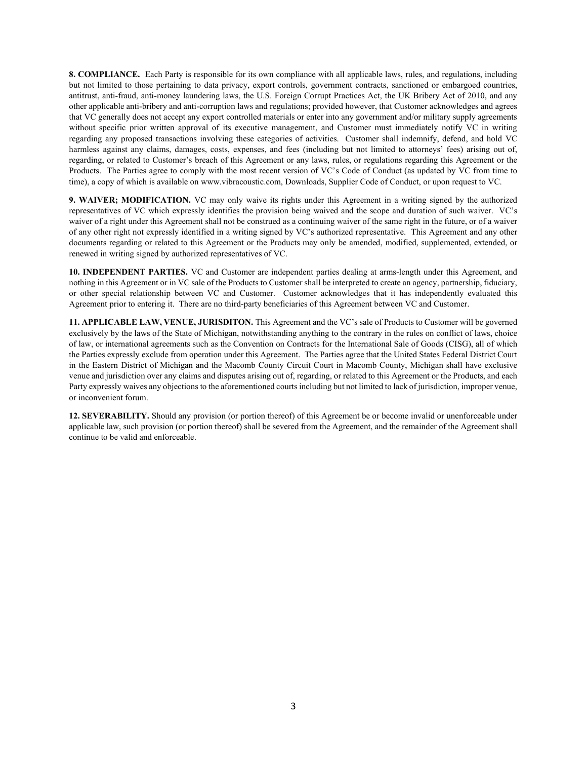**8. COMPLIANCE.** Each Party is responsible for its own compliance with all applicable laws, rules, and regulations, including but not limited to those pertaining to data privacy, export controls, government contracts, sanctioned or embargoed countries, antitrust, anti-fraud, anti-money laundering laws, the U.S. Foreign Corrupt Practices Act, the UK Bribery Act of 2010, and any other applicable anti-bribery and anti-corruption laws and regulations; provided however, that Customer acknowledges and agrees that VC generally does not accept any export controlled materials or enter into any government and/or military supply agreements without specific prior written approval of its executive management, and Customer must immediately notify VC in writing regarding any proposed transactions involving these categories of activities. Customer shall indemnify, defend, and hold VC harmless against any claims, damages, costs, expenses, and fees (including but not limited to attorneys' fees) arising out of, regarding, or related to Customer's breach of this Agreement or any laws, rules, or regulations regarding this Agreement or the Products. The Parties agree to comply with the most recent version of VC's Code of Conduct (as updated by VC from time to time), a copy of which is available on www.vibracoustic.com, Downloads, Supplier Code of Conduct, or upon request to VC.

**9. WAIVER; MODIFICATION.** VC may only waive its rights under this Agreement in a writing signed by the authorized representatives of VC which expressly identifies the provision being waived and the scope and duration of such waiver. VC's waiver of a right under this Agreement shall not be construed as a continuing waiver of the same right in the future, or of a waiver of any other right not expressly identified in a writing signed by VC's authorized representative. This Agreement and any other documents regarding or related to this Agreement or the Products may only be amended, modified, supplemented, extended, or renewed in writing signed by authorized representatives of VC.

**10. INDEPENDENT PARTIES.** VC and Customer are independent parties dealing at arms-length under this Agreement, and nothing in this Agreement or in VC sale of the Products to Customer shall be interpreted to create an agency, partnership, fiduciary, or other special relationship between VC and Customer. Customer acknowledges that it has independently evaluated this Agreement prior to entering it. There are no third-party beneficiaries of this Agreement between VC and Customer.

**11. APPLICABLE LAW, VENUE, JURISDITON.** This Agreement and the VC's sale of Products to Customer will be governed exclusively by the laws of the State of Michigan, notwithstanding anything to the contrary in the rules on conflict of laws, choice of law, or international agreements such as the Convention on Contracts for the International Sale of Goods (CISG), all of which the Parties expressly exclude from operation under this Agreement. The Parties agree that the United States Federal District Court in the Eastern District of Michigan and the Macomb County Circuit Court in Macomb County, Michigan shall have exclusive venue and jurisdiction over any claims and disputes arising out of, regarding, or related to this Agreement or the Products, and each Party expressly waives any objections to the aforementioned courts including but not limited to lack of jurisdiction, improper venue, or inconvenient forum.

**12. SEVERABILITY.** Should any provision (or portion thereof) of this Agreement be or become invalid or unenforceable under applicable law, such provision (or portion thereof) shall be severed from the Agreement, and the remainder of the Agreement shall continue to be valid and enforceable.